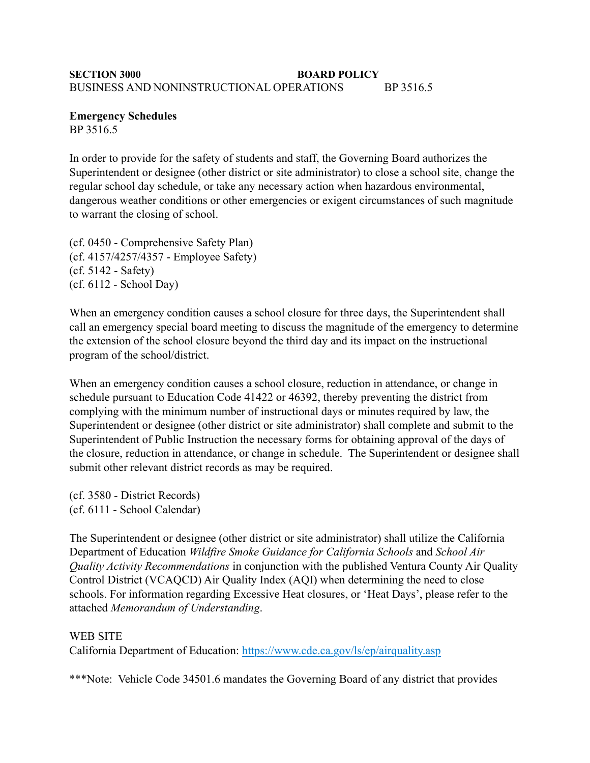**SECTION 3000** **BOARD POLICY**
BUSINESS AND NONINSTRUCTIONAL OPERATIONS BP 3516.5

**Emergency Schedules**
BP 3516.5

In order to provide for the safety of students and staff, the Governing Board authorizes the Superintendent or designee (other district or site administrator) to close a school site, change the regular school day schedule, or take any necessary action when hazardous environmental, dangerous weather conditions or other emergencies or exigent circumstances of such magnitude to warrant the closing of school.

(cf. 0450 - Comprehensive Safety Plan)
(cf. 4157/4257/4357 - Employee Safety)
(cf. 5142 - Safety)
(cf. 6112 - School Day)

When an emergency condition causes a school closure for three days, the Superintendent shall call an emergency special board meeting to discuss the magnitude of the emergency to determine the extension of the school closure beyond the third day and its impact on the instructional program of the school/district.

When an emergency condition causes a school closure, reduction in attendance, or change in schedule pursuant to Education Code 41422 or 46392, thereby preventing the district from complying with the minimum number of instructional days or minutes required by law, the Superintendent or designee (other district or site administrator) shall complete and submit to the Superintendent of Public Instruction the necessary forms for obtaining approval of the days of the closure, reduction in attendance, or change in schedule. The Superintendent or designee shall submit other relevant district records as may be required.

(cf. 3580 - District Records)
(cf. 6111 - School Calendar)

The Superintendent or designee (other district or site administrator) shall utilize the California Department of Education *Wildfire Smoke Guidance for California Schools* and *School Air Quality Activity Recommendations* in conjunction with the published Ventura County Air Quality Control District (VCAQCD) Air Quality Index (AQI) when determining the need to close schools. For information regarding Excessive Heat closures, or 'Heat Days', please refer to the attached *Memorandum of Understanding*.

WEB SITE
California Department of Education: [https://www.cde.ca.gov/ls/ep/airquality.asp](https://www.cde.ca.gov/ls/ep/airquality.asp)

***Note: Vehicle Code 34501.6 mandates the Governing Board of any district that provides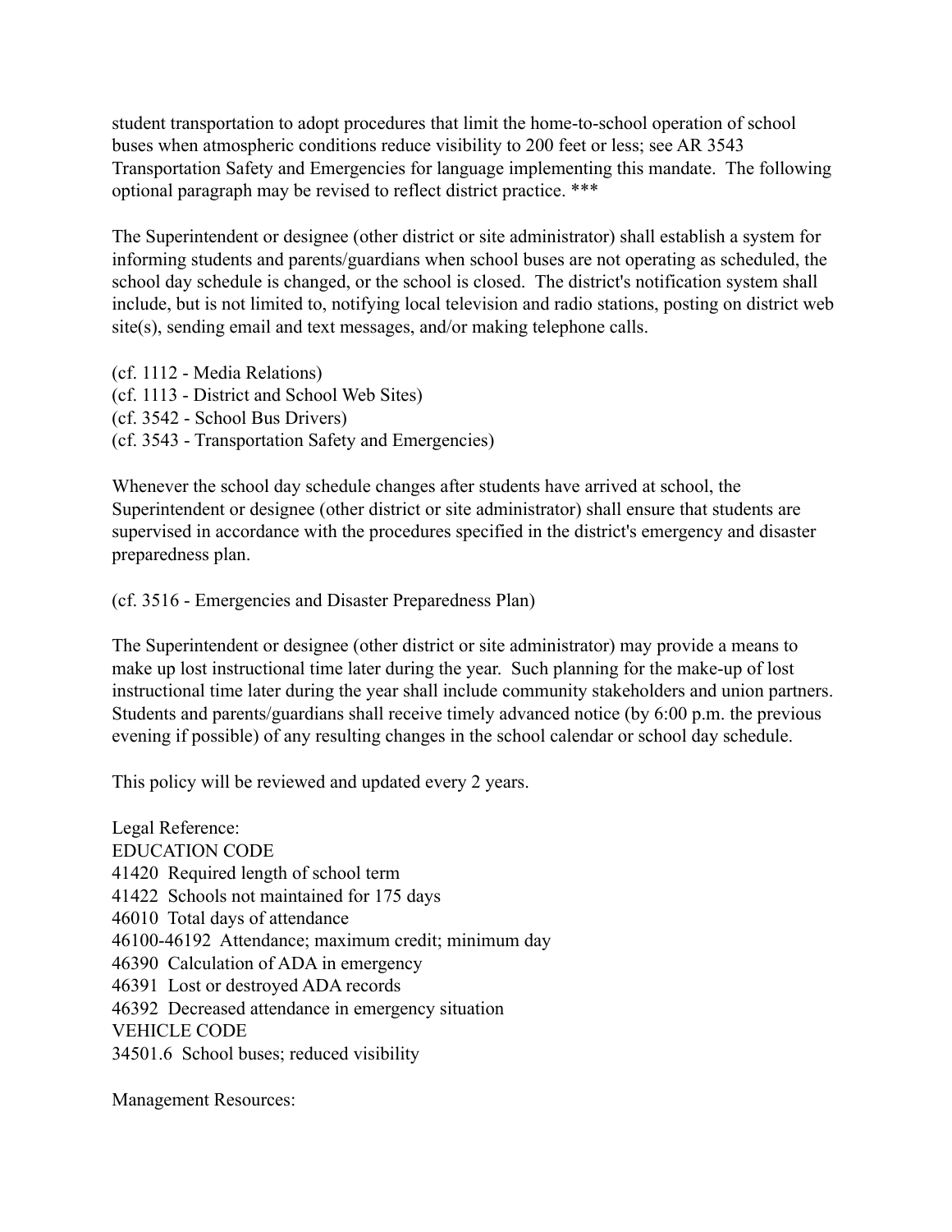student transportation to adopt procedures that limit the home-to-school operation of school buses when atmospheric conditions reduce visibility to 200 feet or less; see AR 3543 Transportation Safety and Emergencies for language implementing this mandate. The following optional paragraph may be revised to reflect district practice. ***

The Superintendent or designee (other district or site administrator) shall establish a system for informing students and parents/guardians when school buses are not operating as scheduled, the school day schedule is changed, or the school is closed. The district's notification system shall include, but is not limited to, notifying local television and radio stations, posting on district web site(s), sending email and text messages, and/or making telephone calls.

(cf. 1112 - Media Relations)
(cf. 1113 - District and School Web Sites)
(cf. 3542 - School Bus Drivers)
(cf. 3543 - Transportation Safety and Emergencies)

Whenever the school day schedule changes after students have arrived at school, the Superintendent or designee (other district or site administrator) shall ensure that students are supervised in accordance with the procedures specified in the district's emergency and disaster preparedness plan.

(cf. 3516 - Emergencies and Disaster Preparedness Plan)

The Superintendent or designee (other district or site administrator) may provide a means to make up lost instructional time later during the year. Such planning for the make-up of lost instructional time later during the year shall include community stakeholders and union partners. Students and parents/guardians shall receive timely advanced notice (by 6:00 p.m. the previous evening if possible) of any resulting changes in the school calendar or school day schedule.

This policy will be reviewed and updated every 2 years.

Legal Reference:
EDUCATION CODE
41420 Required length of school term
41422 Schools not maintained for 175 days
46010 Total days of attendance
46100-46192 Attendance; maximum credit; minimum day
46390 Calculation of ADA in emergency
46391 Lost or destroyed ADA records
46392 Decreased attendance in emergency situation
VEHICLE CODE
34501.6 School buses; reduced visibility

Management Resources: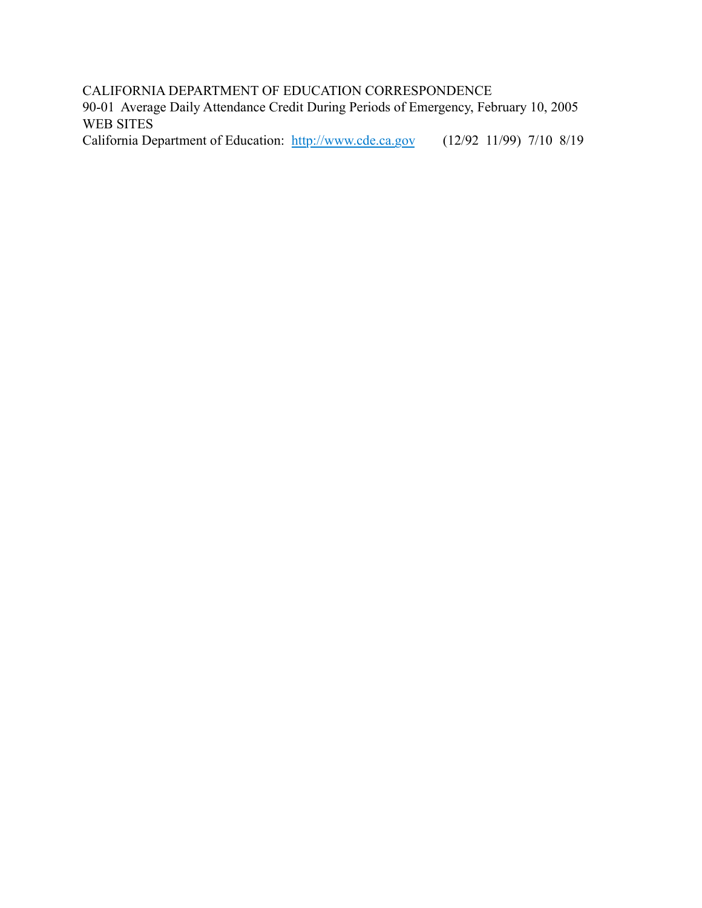CALIFORNIA DEPARTMENT OF EDUCATION CORRESPONDENCE

90-01 Average Daily Attendance Credit During Periods of Emergency, February 10, 2005

WEB SITES

California Department of Education: http://www.cde.ca.gov (12/92 11/99) 7/10 8/19